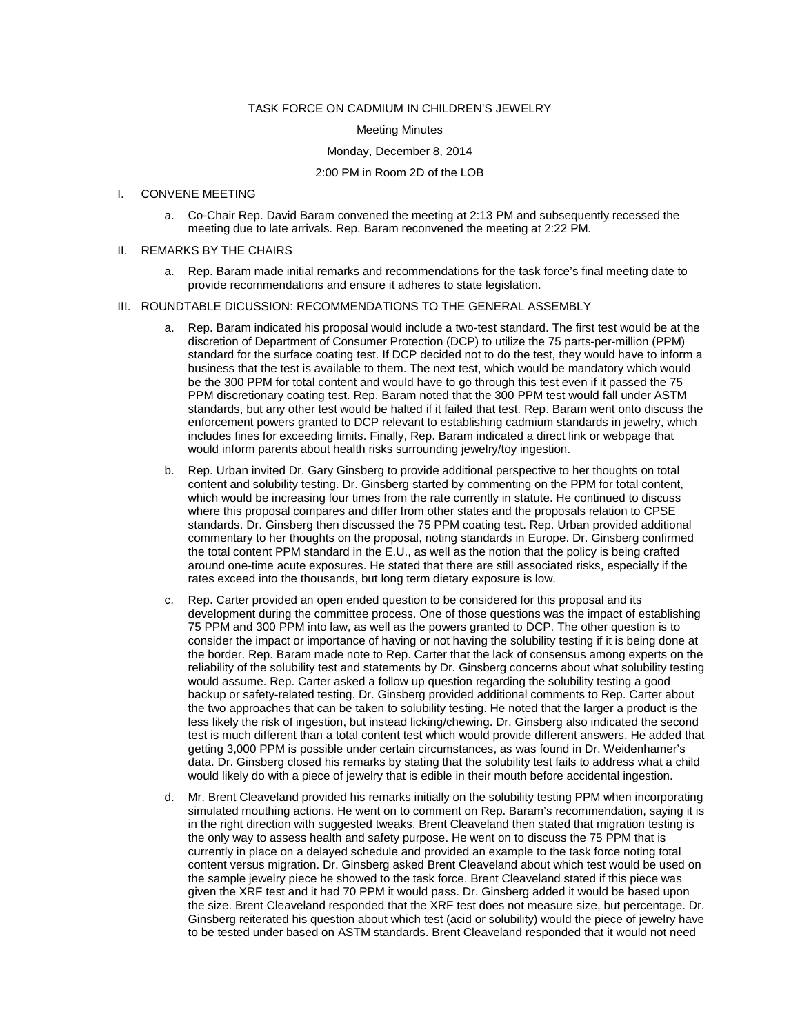TASK FORCE ON CADMIUM IN CHILDREN'S JEWELRY

Meeting Minutes

Monday, December 8, 2014

2:00 PM in Room 2D of the LOB

I. CONVENE MEETING

   a. Co-Chair Rep. David Baram convened the meeting at 2:13 PM and subsequently recessed the meeting due to late arrivals. Rep. Baram reconvened the meeting at 2:22 PM.

II. REMARKS BY THE CHAIRS

   a. Rep. Baram made initial remarks and recommendations for the task force's final meeting date to provide recommendations and ensure it adheres to state legislation.

III. ROUNDTABLE DICUSSION: RECOMMENDATIONS TO THE GENERAL ASSEMBLY

   a. Rep. Baram indicated his proposal would include a two-test standard. The first test would be at the discretion of Department of Consumer Protection (DCP) to utilize the 75 parts-per-million (PPM) standard for the surface coating test. If DCP decided not to do the test, they would have to inform a business that the test is available to them. The next test, which would be mandatory which would be the 300 PPM for total content and would have to go through this test even if it passed the 75 PPM discretionary coating test. Rep. Baram noted that the 300 PPM test would fall under ASTM standards, but any other test would be halted if it failed that test. Rep. Baram went onto discuss the enforcement powers granted to DCP relevant to establishing cadmium standards in jewelry, which includes fines for exceeding limits. Finally, Rep. Baram indicated a direct link or webpage that would inform parents about health risks surrounding jewelry/toy ingestion.

   b. Rep. Urban invited Dr. Gary Ginsberg to provide additional perspective to her thoughts on total content and solubility testing. Dr. Ginsberg started by commenting on the PPM for total content, which would be increasing four times from the rate currently in statute. He continued to discuss where this proposal compares and differ from other states and the proposals relation to CPSE standards. Dr. Ginsberg then discussed the 75 PPM coating test. Rep. Urban provided additional commentary to her thoughts on the proposal, noting standards in Europe. Dr. Ginsberg confirmed the total content PPM standard in the E.U., as well as the notion that the policy is being crafted around one-time acute exposures. He stated that there are still associated risks, especially if the rates exceed into the thousands, but long term dietary exposure is low.

   c. Rep. Carter provided an open ended question to be considered for this proposal and its development during the committee process. One of those questions was the impact of establishing 75 PPM and 300 PPM into law, as well as the powers granted to DCP. The other question is to consider the impact or importance of having or not having the solubility testing if it is being done at the border. Rep. Baram made note to Rep. Carter that the lack of consensus among experts on the reliability of the solubility test and statements by Dr. Ginsberg concerns about what solubility testing would assume. Rep. Carter asked a follow up question regarding the solubility testing a good backup or safety-related testing. Dr. Ginsberg provided additional comments to Rep. Carter about the two approaches that can be taken to solubility testing. He noted that the larger a product is the less likely the risk of ingestion, but instead licking/chewing. Dr. Ginsberg also indicated the second test is much different than a total content test which would provide different answers. He added that getting 3,000 PPM is possible under certain circumstances, as was found in Dr. Weidenhamer's data. Dr. Ginsberg closed his remarks by stating that the solubility test fails to address what a child would likely do with a piece of jewelry that is edible in their mouth before accidental ingestion.

   d. Mr. Brent Cleaveland provided his remarks initially on the solubility testing PPM when incorporating simulated mouthing actions. He went on to comment on Rep. Baram's recommendation, saying it is in the right direction with suggested tweaks. Brent Cleaveland then stated that migration testing is the only way to assess health and safety purpose. He went on to discuss the 75 PPM that is currently in place on a delayed schedule and provided an example to the task force noting total content versus migration. Dr. Ginsberg asked Brent Cleaveland about which test would be used on the sample jewelry piece he showed to the task force. Brent Cleaveland stated if this piece was given the XRF test and it had 70 PPM it would pass. Dr. Ginsberg added it would be based upon the size. Brent Cleaveland responded that the XRF test does not measure size, but percentage. Dr. Ginsberg reiterated his question about which test (acid or solubility) would the piece of jewelry have to be tested under based on ASTM standards. Brent Cleaveland responded that it would not need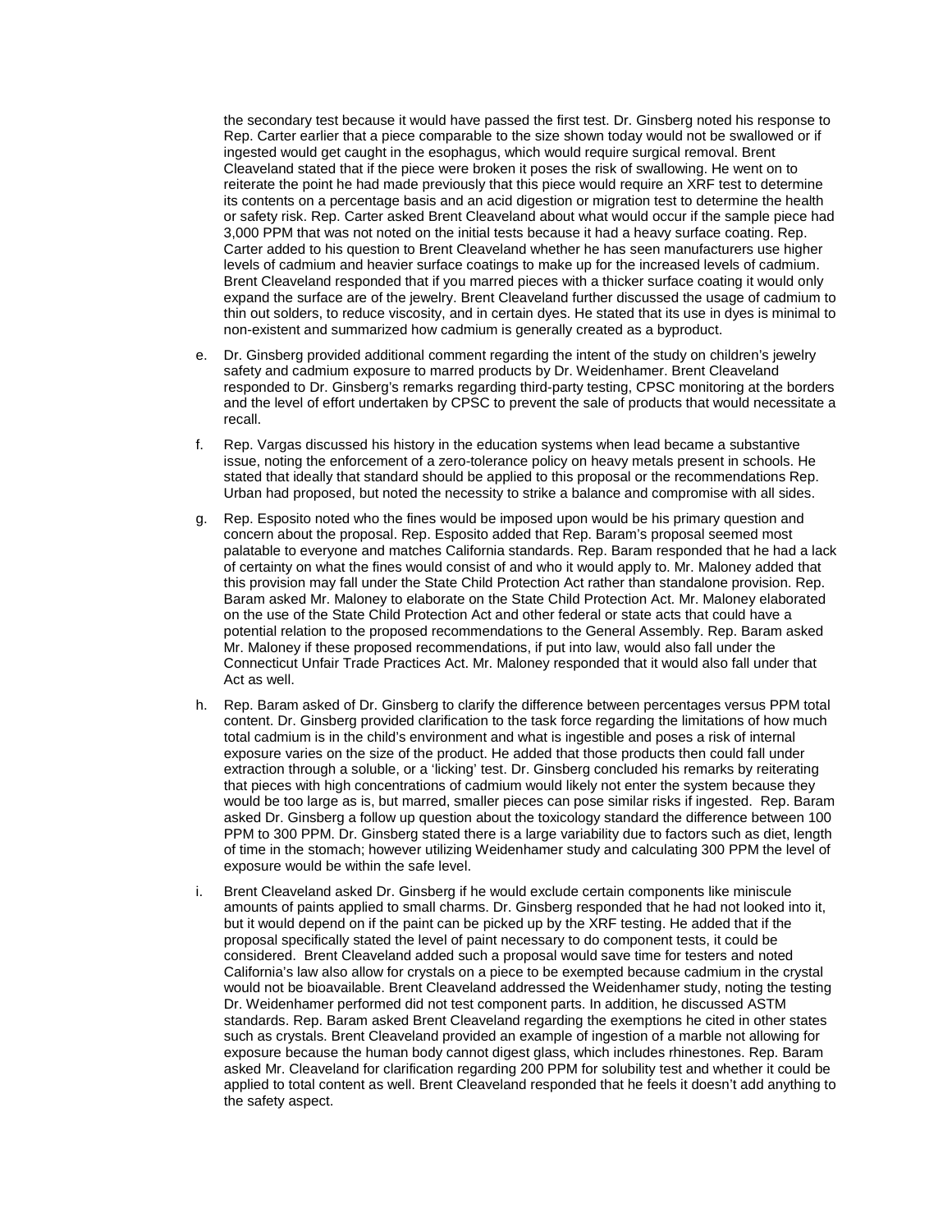the secondary test because it would have passed the first test. Dr. Ginsberg noted his response to Rep. Carter earlier that a piece comparable to the size shown today would not be swallowed or if ingested would get caught in the esophagus, which would require surgical removal. Brent Cleaveland stated that if the piece were broken it poses the risk of swallowing. He went on to reiterate the point he had made previously that this piece would require an XRF test to determine its contents on a percentage basis and an acid digestion or migration test to determine the health or safety risk. Rep. Carter asked Brent Cleaveland about what would occur if the sample piece had 3,000 PPM that was not noted on the initial tests because it had a heavy surface coating. Rep. Carter added to his question to Brent Cleaveland whether he has seen manufacturers use higher levels of cadmium and heavier surface coatings to make up for the increased levels of cadmium. Brent Cleaveland responded that if you marred pieces with a thicker surface coating it would only expand the surface are of the jewelry. Brent Cleaveland further discussed the usage of cadmium to thin out solders, to reduce viscosity, and in certain dyes. He stated that its use in dyes is minimal to non-existent and summarized how cadmium is generally created as a byproduct.

e. Dr. Ginsberg provided additional comment regarding the intent of the study on children's jewelry safety and cadmium exposure to marred products by Dr. Weidenhamer. Brent Cleaveland responded to Dr. Ginsberg's remarks regarding third-party testing, CPSC monitoring at the borders and the level of effort undertaken by CPSC to prevent the sale of products that would necessitate a recall.

f. Rep. Vargas discussed his history in the education systems when lead became a substantive issue, noting the enforcement of a zero-tolerance policy on heavy metals present in schools. He stated that ideally that standard should be applied to this proposal or the recommendations Rep. Urban had proposed, but noted the necessity to strike a balance and compromise with all sides.

g. Rep. Esposito noted who the fines would be imposed upon would be his primary question and concern about the proposal. Rep. Esposito added that Rep. Baram's proposal seemed most palatable to everyone and matches California standards. Rep. Baram responded that he had a lack of certainty on what the fines would consist of and who it would apply to. Mr. Maloney added that this provision may fall under the State Child Protection Act rather than standalone provision. Rep. Baram asked Mr. Maloney to elaborate on the State Child Protection Act. Mr. Maloney elaborated on the use of the State Child Protection Act and other federal or state acts that could have a potential relation to the proposed recommendations to the General Assembly. Rep. Baram asked Mr. Maloney if these proposed recommendations, if put into law, would also fall under the Connecticut Unfair Trade Practices Act. Mr. Maloney responded that it would also fall under that Act as well.

h. Rep. Baram asked of Dr. Ginsberg to clarify the difference between percentages versus PPM total content. Dr. Ginsberg provided clarification to the task force regarding the limitations of how much total cadmium is in the child's environment and what is ingestible and poses a risk of internal exposure varies on the size of the product. He added that those products then could fall under extraction through a soluble, or a 'licking' test. Dr. Ginsberg concluded his remarks by reiterating that pieces with high concentrations of cadmium would likely not enter the system because they would be too large as is, but marred, smaller pieces can pose similar risks if ingested. Rep. Baram asked Dr. Ginsberg a follow up question about the toxicology standard the difference between 100 PPM to 300 PPM. Dr. Ginsberg stated there is a large variability due to factors such as diet, length of time in the stomach; however utilizing Weidenhamer study and calculating 300 PPM the level of exposure would be within the safe level.

i. Brent Cleaveland asked Dr. Ginsberg if he would exclude certain components like miniscule amounts of paints applied to small charms. Dr. Ginsberg responded that he had not looked into it, but it would depend on if the paint can be picked up by the XRF testing. He added that if the proposal specifically stated the level of paint necessary to do component tests, it could be considered. Brent Cleaveland added such a proposal would save time for testers and noted California's law also allow for crystals on a piece to be exempted because cadmium in the crystal would not be bioavailable. Brent Cleaveland addressed the Weidenhamer study, noting the testing Dr. Weidenhamer performed did not test component parts. In addition, he discussed ASTM standards. Rep. Baram asked Brent Cleaveland regarding the exemptions he cited in other states such as crystals. Brent Cleaveland provided an example of ingestion of a marble not allowing for exposure because the human body cannot digest glass, which includes rhinestones. Rep. Baram asked Mr. Cleaveland for clarification regarding 200 PPM for solubility test and whether it could be applied to total content as well. Brent Cleaveland responded that he feels it doesn't add anything to the safety aspect.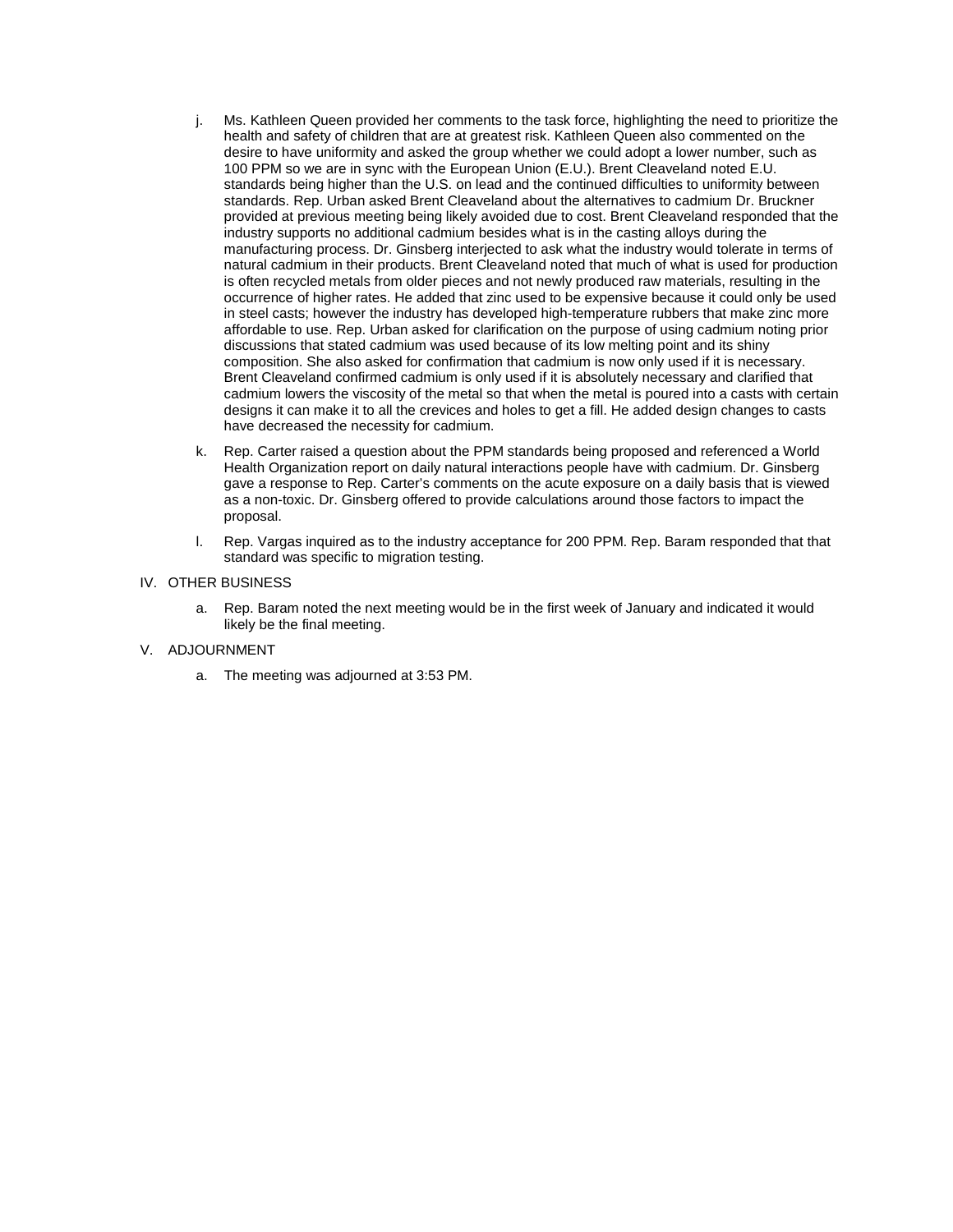j. Ms. Kathleen Queen provided her comments to the task force, highlighting the need to prioritize the health and safety of children that are at greatest risk. Kathleen Queen also commented on the desire to have uniformity and asked the group whether we could adopt a lower number, such as 100 PPM so we are in sync with the European Union (E.U.). Brent Cleaveland noted E.U. standards being higher than the U.S. on lead and the continued difficulties to uniformity between standards. Rep. Urban asked Brent Cleaveland about the alternatives to cadmium Dr. Bruckner provided at previous meeting being likely avoided due to cost. Brent Cleaveland responded that the industry supports no additional cadmium besides what is in the casting alloys during the manufacturing process. Dr. Ginsberg interjected to ask what the industry would tolerate in terms of natural cadmium in their products. Brent Cleaveland noted that much of what is used for production is often recycled metals from older pieces and not newly produced raw materials, resulting in the occurrence of higher rates. He added that zinc used to be expensive because it could only be used in steel casts; however the industry has developed high-temperature rubbers that make zinc more affordable to use. Rep. Urban asked for clarification on the purpose of using cadmium noting prior discussions that stated cadmium was used because of its low melting point and its shiny composition. She also asked for confirmation that cadmium is now only used if it is necessary. Brent Cleaveland confirmed cadmium is only used if it is absolutely necessary and clarified that cadmium lowers the viscosity of the metal so that when the metal is poured into a casts with certain designs it can make it to all the crevices and holes to get a fill. He added design changes to casts have decreased the necessity for cadmium.

k. Rep. Carter raised a question about the PPM standards being proposed and referenced a World Health Organization report on daily natural interactions people have with cadmium. Dr. Ginsberg gave a response to Rep. Carter's comments on the acute exposure on a daily basis that is viewed as a non-toxic. Dr. Ginsberg offered to provide calculations around those factors to impact the proposal.

l. Rep. Vargas inquired as to the industry acceptance for 200 PPM. Rep. Baram responded that that standard was specific to migration testing.

IV. OTHER BUSINESS

a. Rep. Baram noted the next meeting would be in the first week of January and indicated it would likely be the final meeting.

V. ADJOURNMENT

a. The meeting was adjourned at 3:53 PM.